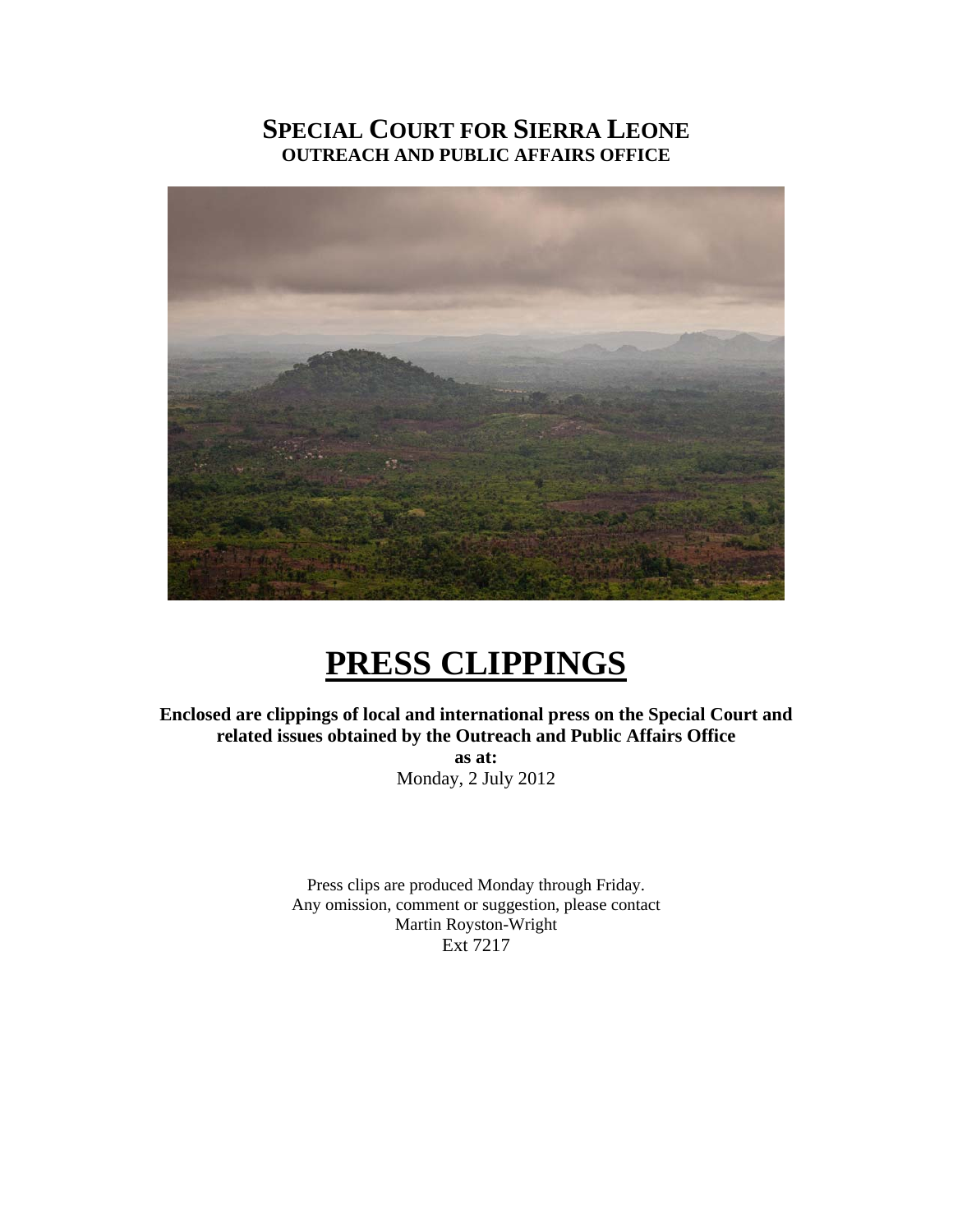# SPECIAL COURT FOR SIERRA LEONE

**OUTREACH AND PUBLIC AFFAIRS OFFICE**

# PRESS CLIPPINGS

**Enclosed are clippings of local and international press on the Special Court and related issues obtained by the Outreach and Public Affairs Office**

**as at:**

Monday, 2 July 2012

Press clips are produced Monday through Friday.
Any omission, comment or suggestion, please contact
Martin Royston-Wright
Ext 7217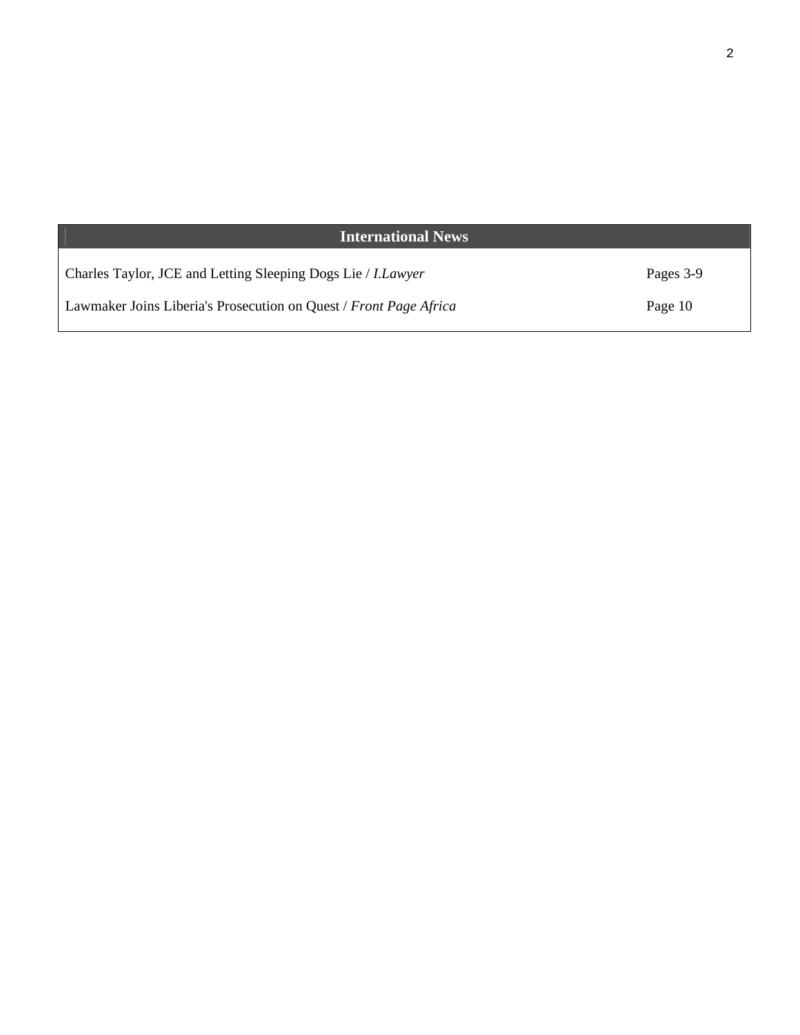## International News

| | |
|---|---|
| Charles Taylor, JCE and Letting Sleeping Dogs Lie / *I.Lawyer* | Pages 3-9 |
| Lawmaker Joins Liberia's Prosecution on Quest / *Front Page Africa* | Page 10 |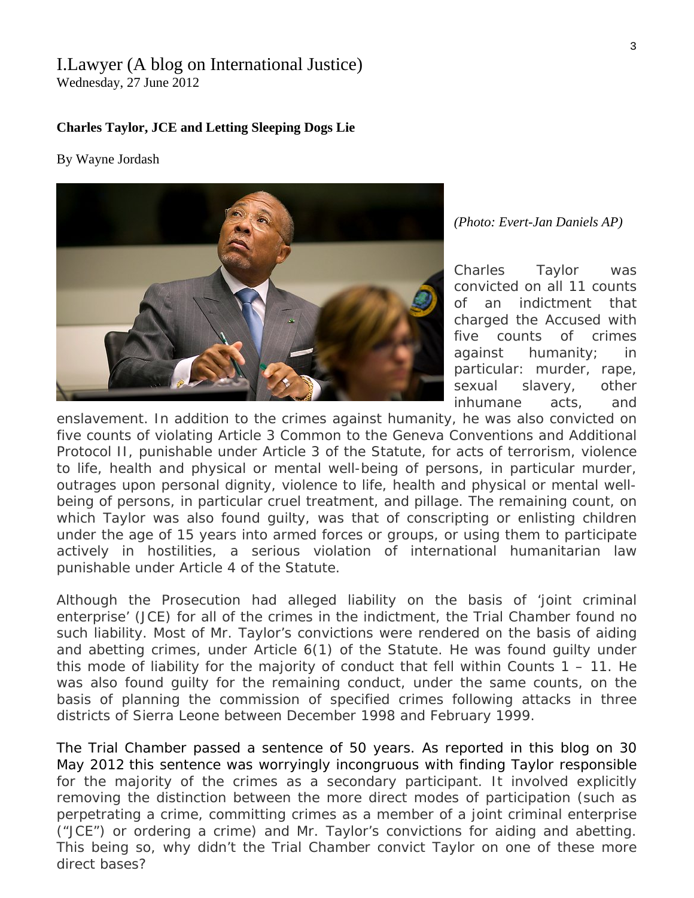I.Lawyer (A blog on International Justice)
Wednesday, 27 June 2012

**Charles Taylor, JCE and Letting Sleeping Dogs Lie**

By Wayne Jordash

*(Photo: Evert-Jan Daniels AP)*

Charles Taylor was convicted on all 11 counts of an indictment that charged the Accused with five counts of crimes against humanity; in particular: murder, rape, sexual slavery, other inhumane acts, and enslavement. In addition to the crimes against humanity, he was also convicted on five counts of violating Article 3 Common to the Geneva Conventions and Additional Protocol II, punishable under Article 3 of the Statute, for acts of terrorism, violence to life, health and physical or mental well-being of persons, in particular murder, outrages upon personal dignity, violence to life, health and physical or mental well-being of persons, in particular cruel treatment, and pillage. The remaining count, on which Taylor was also found guilty, was that of conscripting or enlisting children under the age of 15 years into armed forces or groups, or using them to participate actively in hostilities, a serious violation of international humanitarian law punishable under Article 4 of the Statute.

Although the Prosecution had alleged liability on the basis of 'joint criminal enterprise' (JCE) for all of the crimes in the indictment, the Trial Chamber found no such liability. Most of Mr. Taylor's convictions were rendered on the basis of aiding and abetting crimes, under Article 6(1) of the Statute. He was found guilty under this mode of liability for the majority of conduct that fell within Counts 1 – 11. He was also found guilty for the remaining conduct, under the same counts, on the basis of planning the commission of specified crimes following attacks in three districts of Sierra Leone between December 1998 and February 1999.

The Trial Chamber passed a sentence of 50 years. As reported in this blog on 30 May 2012 this sentence was worryingly incongruous with finding Taylor responsible for the majority of the crimes as a secondary participant. It involved explicitly removing the distinction between the more direct modes of participation (such as perpetrating a crime, committing crimes as a member of a joint criminal enterprise ("JCE") or ordering a crime) and Mr. Taylor's convictions for aiding and abetting. This being so, why didn't the Trial Chamber convict Taylor on one of these more direct bases?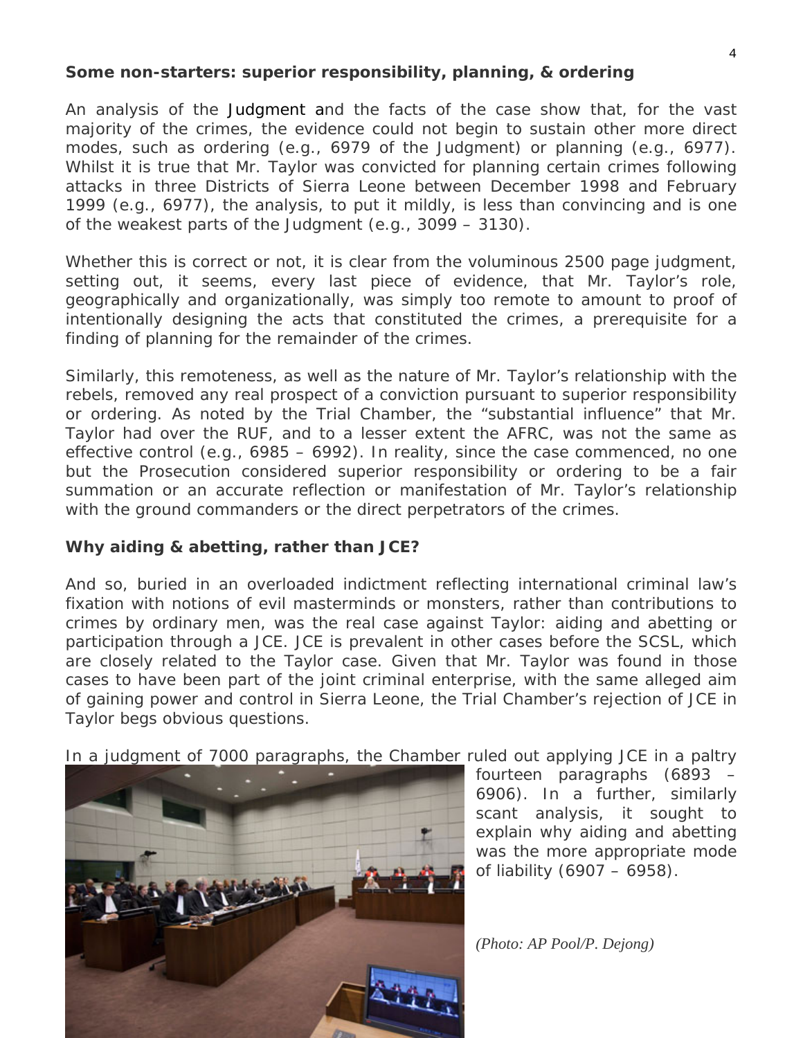### Some non-starters: superior responsibility, planning, & ordering

An analysis of the Judgment and the facts of the case show that, for the vast majority of the crimes, the evidence could not begin to sustain other more direct modes, such as ordering (e.g., 6979 of the Judgment) or planning (e.g., 6977). Whilst it is true that Mr. Taylor was convicted for planning certain crimes following attacks in three Districts of Sierra Leone between December 1998 and February 1999 (e.g., 6977), the analysis, to put it mildly, is less than convincing and is one of the weakest parts of the Judgment (e.g., 3099 – 3130).

Whether this is correct or not, it is clear from the voluminous 2500 page judgment, setting out, it seems, every last piece of evidence, that Mr. Taylor's role, geographically and organizationally, was simply too remote to amount to proof of intentionally designing the acts that constituted the crimes, a prerequisite for a finding of planning for the remainder of the crimes.

Similarly, this remoteness, as well as the nature of Mr. Taylor's relationship with the rebels, removed any real prospect of a conviction pursuant to superior responsibility or ordering. As noted by the Trial Chamber, the "substantial influence" that Mr. Taylor had over the RUF, and to a lesser extent the AFRC, was not the same as effective control (e.g., 6985 – 6992). In reality, since the case commenced, no one but the Prosecution considered superior responsibility or ordering to be a fair summation or an accurate reflection or manifestation of Mr. Taylor's relationship with the ground commanders or the direct perpetrators of the crimes.

### Why aiding & abetting, rather than JCE?

And so, buried in an overloaded indictment reflecting international criminal law's fixation with notions of evil masterminds or monsters, rather than contributions to crimes by ordinary men, was the real case against Taylor: aiding and abetting or participation through a JCE. JCE is prevalent in other cases before the SCSL, which are closely related to the Taylor case. Given that Mr. Taylor was found in those cases to have been part of the joint criminal enterprise, with the same alleged aim of gaining power and control in Sierra Leone, the Trial Chamber's rejection of JCE in Taylor begs obvious questions.

In a judgment of 7000 paragraphs, the Chamber ruled out applying JCE in a paltry fourteen paragraphs (6893 – 6906). In a further, similarly scant analysis, it sought to explain why aiding and abetting was the more appropriate mode of liability (6907 – 6958).

*(Photo: AP Pool/P. Dejong)*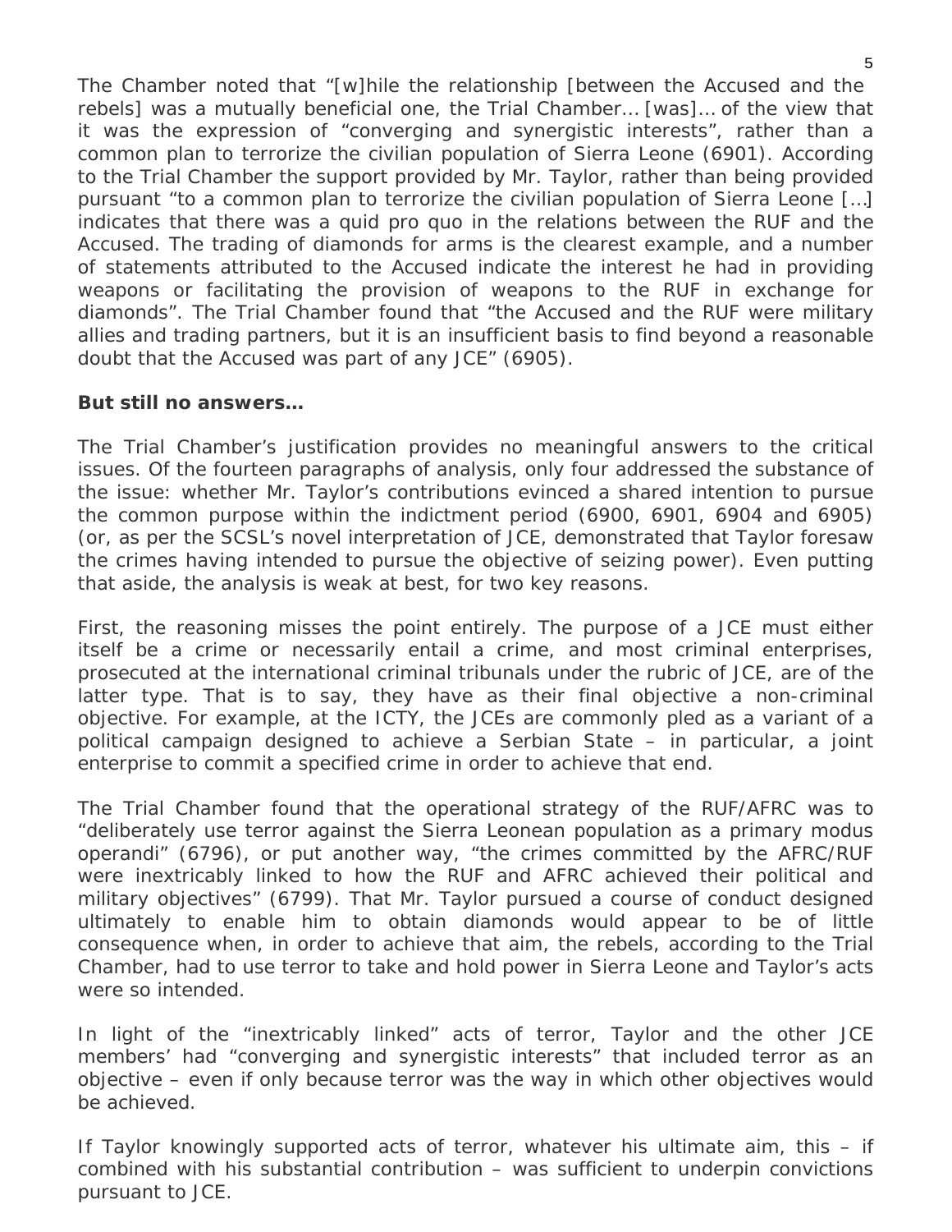The Chamber noted that "[w]hile the relationship [between the Accused and the rebels] was a mutually beneficial one, the Trial Chamber… [was]… of the view that it was the expression of "converging and synergistic interests", rather than a common plan to terrorize the civilian population of Sierra Leone (6901). According to the Trial Chamber the support provided by Mr. Taylor, rather than being provided pursuant "to a common plan to terrorize the civilian population of Sierra Leone […] indicates that there was a quid pro quo in the relations between the RUF and the Accused. The trading of diamonds for arms is the clearest example, and a number of statements attributed to the Accused indicate the interest he had in providing weapons or facilitating the provision of weapons to the RUF in exchange for diamonds". The Trial Chamber found that "the Accused and the RUF were military allies and trading partners, but it is an insufficient basis to find beyond a reasonable doubt that the Accused was part of any JCE" (6905).

**But still no answers…**

The Trial Chamber's justification provides no meaningful answers to the critical issues. Of the fourteen paragraphs of analysis, only four addressed the substance of the issue: whether Mr. Taylor's contributions evinced a shared intention to pursue the common purpose within the indictment period (6900, 6901, 6904 and 6905) (or, as per the SCSL's novel interpretation of JCE, demonstrated that Taylor foresaw the crimes having intended to pursue the objective of seizing power). Even putting that aside, the analysis is weak at best, for two key reasons.

First, the reasoning misses the point entirely. The purpose of a JCE must either itself be a crime or necessarily entail a crime, and most criminal enterprises, prosecuted at the international criminal tribunals under the rubric of JCE, are of the latter type. That is to say, they have as their final objective a non-criminal objective. For example, at the ICTY, the JCEs are commonly pled as a variant of a political campaign designed to achieve a Serbian State – in particular, a joint enterprise to commit a specified crime in order to achieve that end.

The Trial Chamber found that the operational strategy of the RUF/AFRC was to "deliberately use terror against the Sierra Leonean population as a primary modus operandi" (6796), or put another way, "the crimes committed by the AFRC/RUF were inextricably linked to how the RUF and AFRC achieved their political and military objectives" (6799). That Mr. Taylor pursued a course of conduct designed ultimately to enable him to obtain diamonds would appear to be of little consequence when, in order to achieve that aim, the rebels, according to the Trial Chamber, had to use terror to take and hold power in Sierra Leone and Taylor's acts were so intended.

In light of the "inextricably linked" acts of terror, Taylor and the other JCE members' had "converging and synergistic interests" that included terror as an objective – even if only because terror was the way in which other objectives would be achieved.

If Taylor knowingly supported acts of terror, whatever his ultimate aim, this – if combined with his substantial contribution – was sufficient to underpin convictions pursuant to JCE.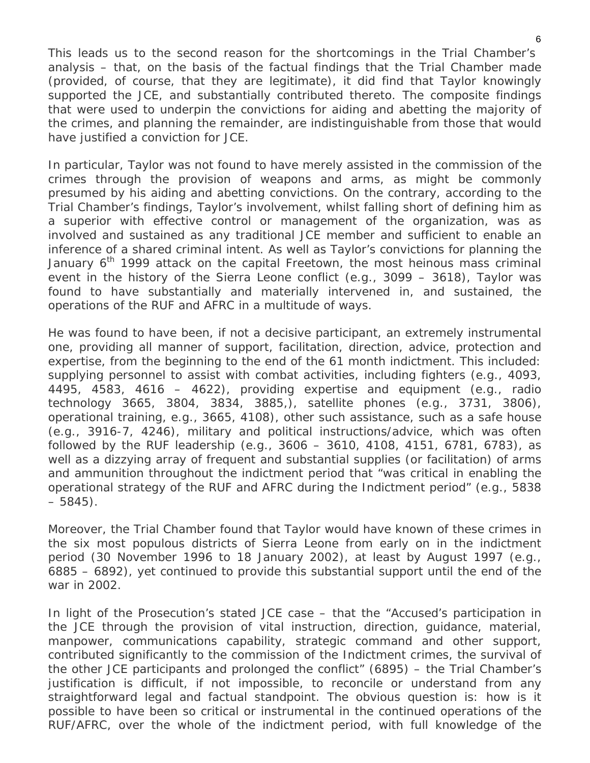This leads us to the second reason for the shortcomings in the Trial Chamber's analysis – that, on the basis of the factual findings that the Trial Chamber made (provided, of course, that they are legitimate), it did find that Taylor knowingly supported the JCE, and substantially contributed thereto. The composite findings that were used to underpin the convictions for aiding and abetting the majority of the crimes, and planning the remainder, are indistinguishable from those that would have justified a conviction for JCE.

In particular, Taylor was not found to have merely assisted in the commission of the crimes through the provision of weapons and arms, as might be commonly presumed by his aiding and abetting convictions. On the contrary, according to the Trial Chamber's findings, Taylor's involvement, whilst falling short of defining him as a superior with effective control or management of the organization, was as involved and sustained as any traditional JCE member and sufficient to enable an inference of a shared criminal intent. As well as Taylor's convictions for planning the January 6th 1999 attack on the capital Freetown, the most heinous mass criminal event in the history of the Sierra Leone conflict (e.g., 3099 – 3618), Taylor was found to have substantially and materially intervened in, and sustained, the operations of the RUF and AFRC in a multitude of ways.

He was found to have been, if not a decisive participant, an extremely instrumental one, providing all manner of support, facilitation, direction, advice, protection and expertise, from the beginning to the end of the 61 month indictment. This included: supplying personnel to assist with combat activities, including fighters (e.g., 4093, 4495, 4583, 4616 – 4622), providing expertise and equipment (e.g., radio technology 3665, 3804, 3834, 3885,), satellite phones (e.g., 3731, 3806), operational training, e.g., 3665, 4108), other such assistance, such as a safe house (e.g., 3916-7, 4246), military and political instructions/advice, which was often followed by the RUF leadership (e.g., 3606 – 3610, 4108, 4151, 6781, 6783), as well as a dizzying array of frequent and substantial supplies (or facilitation) of arms and ammunition throughout the indictment period that "was critical in enabling the operational strategy of the RUF and AFRC during the Indictment period" (e.g., 5838 – 5845).

Moreover, the Trial Chamber found that Taylor would have known of these crimes in the six most populous districts of Sierra Leone from early on in the indictment period (30 November 1996 to 18 January 2002), at least by August 1997 (e.g., 6885 – 6892), yet continued to provide this substantial support until the end of the war in 2002.

In light of the Prosecution's stated JCE case – that the "Accused's participation in the JCE through the provision of vital instruction, direction, guidance, material, manpower, communications capability, strategic command and other support, contributed significantly to the commission of the Indictment crimes, the survival of the other JCE participants and prolonged the conflict" (6895) – the Trial Chamber's justification is difficult, if not impossible, to reconcile or understand from any straightforward legal and factual standpoint. The obvious question is: how is it possible to have been so critical or instrumental in the continued operations of the RUF/AFRC, over the whole of the indictment period, with full knowledge of the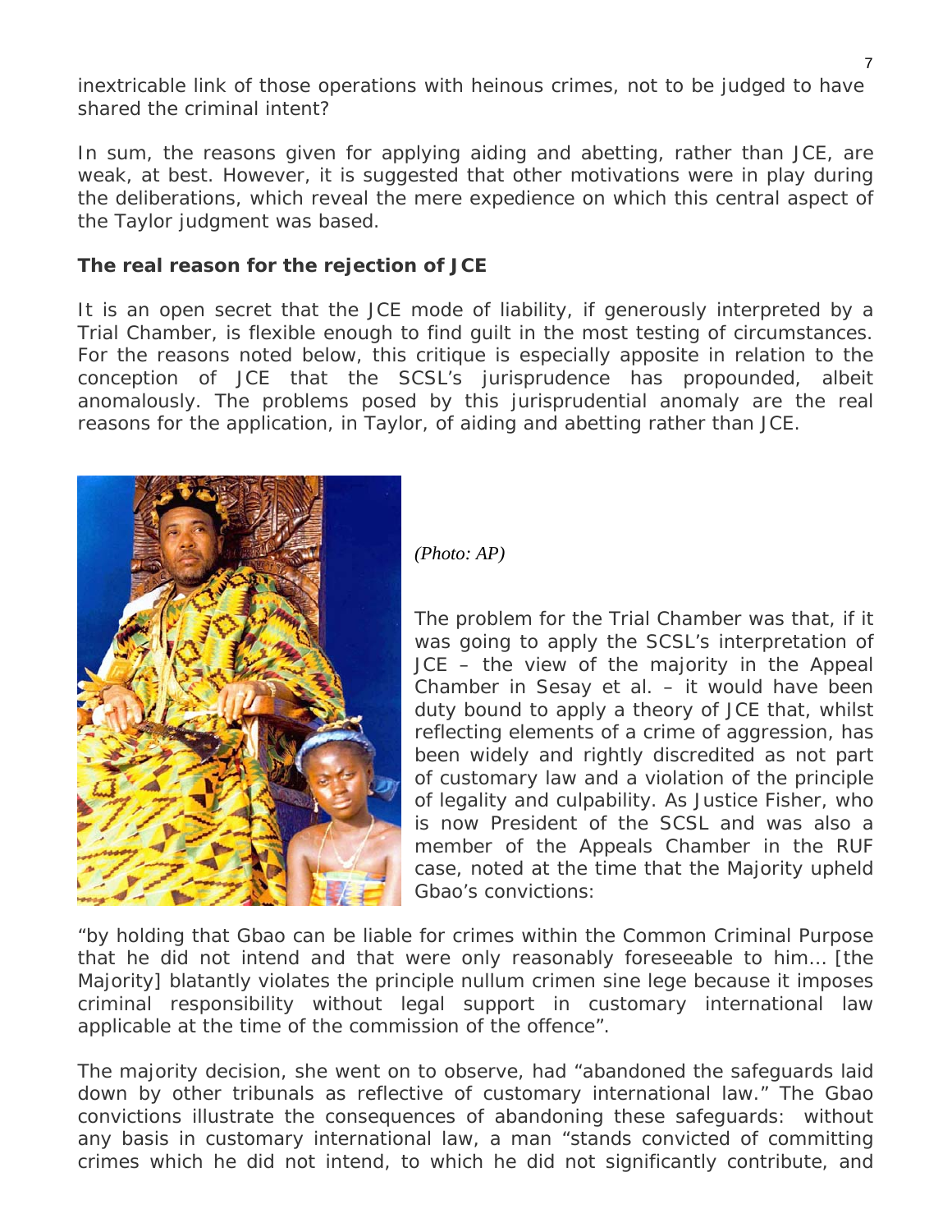inextricable link of those operations with heinous crimes, not to be judged to have shared the criminal intent?

In sum, the reasons given for applying aiding and abetting, rather than JCE, are weak, at best. However, it is suggested that other motivations were in play during the deliberations, which reveal the mere expedience on which this central aspect of the Taylor judgment was based.

**The real reason for the rejection of JCE**

It is an open secret that the JCE mode of liability, if generously interpreted by a Trial Chamber, is flexible enough to find guilt in the most testing of circumstances. For the reasons noted below, this critique is especially apposite in relation to the conception of JCE that the SCSL's jurisprudence has propounded, albeit anomalously. The problems posed by this jurisprudential anomaly are the real reasons for the application, in Taylor, of aiding and abetting rather than JCE.

*(Photo: AP)*

The problem for the Trial Chamber was that, if it was going to apply the SCSL's interpretation of JCE – the view of the majority in the Appeal Chamber in Sesay et al. – it would have been duty bound to apply a theory of JCE that, whilst reflecting elements of a crime of aggression, has been widely and rightly discredited as not part of customary law and a violation of the principle of legality and culpability. As Justice Fisher, who is now President of the SCSL and was also a member of the Appeals Chamber in the RUF case, noted at the time that the Majority upheld Gbao's convictions:

"by holding that Gbao can be liable for crimes within the Common Criminal Purpose that he did not intend and that were only reasonably foreseeable to him… [the Majority] blatantly violates the principle nullum crimen sine lege because it imposes criminal responsibility without legal support in customary international law applicable at the time of the commission of the offence".

The majority decision, she went on to observe, had "abandoned the safeguards laid down by other tribunals as reflective of customary international law." The Gbao convictions illustrate the consequences of abandoning these safeguards: without any basis in customary international law, a man "stands convicted of committing crimes which he did not intend, to which he did not significantly contribute, and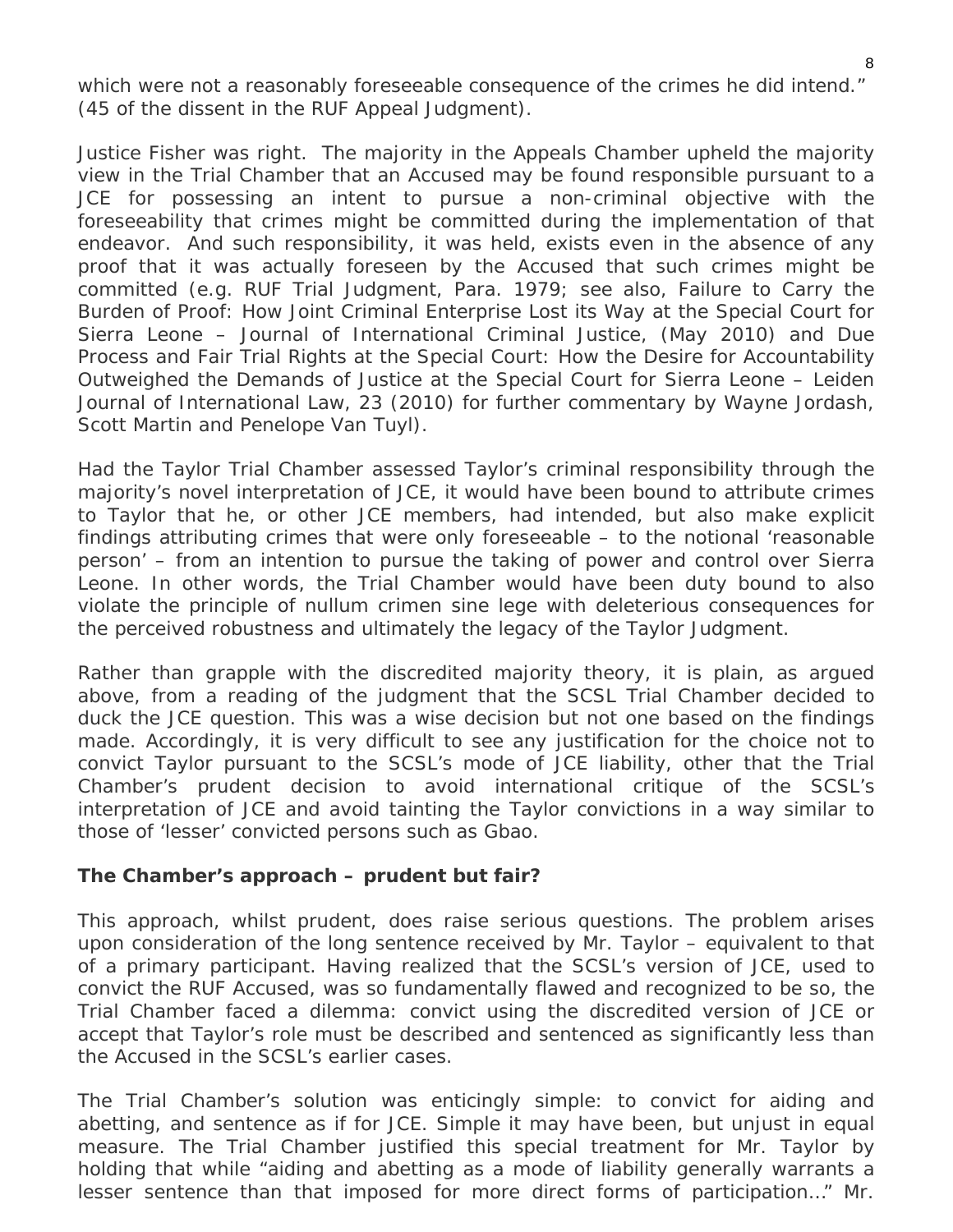which were not a reasonably foreseeable consequence of the crimes he did intend." (45 of the dissent in the RUF Appeal Judgment).

Justice Fisher was right. The majority in the Appeals Chamber upheld the majority view in the Trial Chamber that an Accused may be found responsible pursuant to a JCE for possessing an intent to pursue a non-criminal objective with the foreseeability that crimes might be committed during the implementation of that endeavor. And such responsibility, it was held, exists even in the absence of any proof that it was actually foreseen by the Accused that such crimes might be committed (e.g. RUF Trial Judgment, Para. 1979; see also, Failure to Carry the Burden of Proof: How Joint Criminal Enterprise Lost its Way at the Special Court for Sierra Leone – Journal of International Criminal Justice, (May 2010) and Due Process and Fair Trial Rights at the Special Court: How the Desire for Accountability Outweighed the Demands of Justice at the Special Court for Sierra Leone – Leiden Journal of International Law, 23 (2010) for further commentary by Wayne Jordash, Scott Martin and Penelope Van Tuyl).

Had the Taylor Trial Chamber assessed Taylor's criminal responsibility through the majority's novel interpretation of JCE, it would have been bound to attribute crimes to Taylor that he, or other JCE members, had intended, but also make explicit findings attributing crimes that were only foreseeable – to the notional 'reasonable person' – from an intention to pursue the taking of power and control over Sierra Leone. In other words, the Trial Chamber would have been duty bound to also violate the principle of nullum crimen sine lege with deleterious consequences for the perceived robustness and ultimately the legacy of the Taylor Judgment.

Rather than grapple with the discredited majority theory, it is plain, as argued above, from a reading of the judgment that the SCSL Trial Chamber decided to duck the JCE question. This was a wise decision but not one based on the findings made. Accordingly, it is very difficult to see any justification for the choice not to convict Taylor pursuant to the SCSL's mode of JCE liability, other that the Trial Chamber's prudent decision to avoid international critique of the SCSL's interpretation of JCE and avoid tainting the Taylor convictions in a way similar to those of 'lesser' convicted persons such as Gbao.

**The Chamber's approach – prudent but fair?**

This approach, whilst prudent, does raise serious questions. The problem arises upon consideration of the long sentence received by Mr. Taylor – equivalent to that of a primary participant. Having realized that the SCSL's version of JCE, used to convict the RUF Accused, was so fundamentally flawed and recognized to be so, the Trial Chamber faced a dilemma: convict using the discredited version of JCE or accept that Taylor's role must be described and sentenced as significantly less than the Accused in the SCSL's earlier cases.

The Trial Chamber's solution was enticingly simple: to convict for aiding and abetting, and sentence as if for JCE. Simple it may have been, but unjust in equal measure. The Trial Chamber justified this special treatment for Mr. Taylor by holding that while "aiding and abetting as a mode of liability generally warrants a lesser sentence than that imposed for more direct forms of participation..." Mr.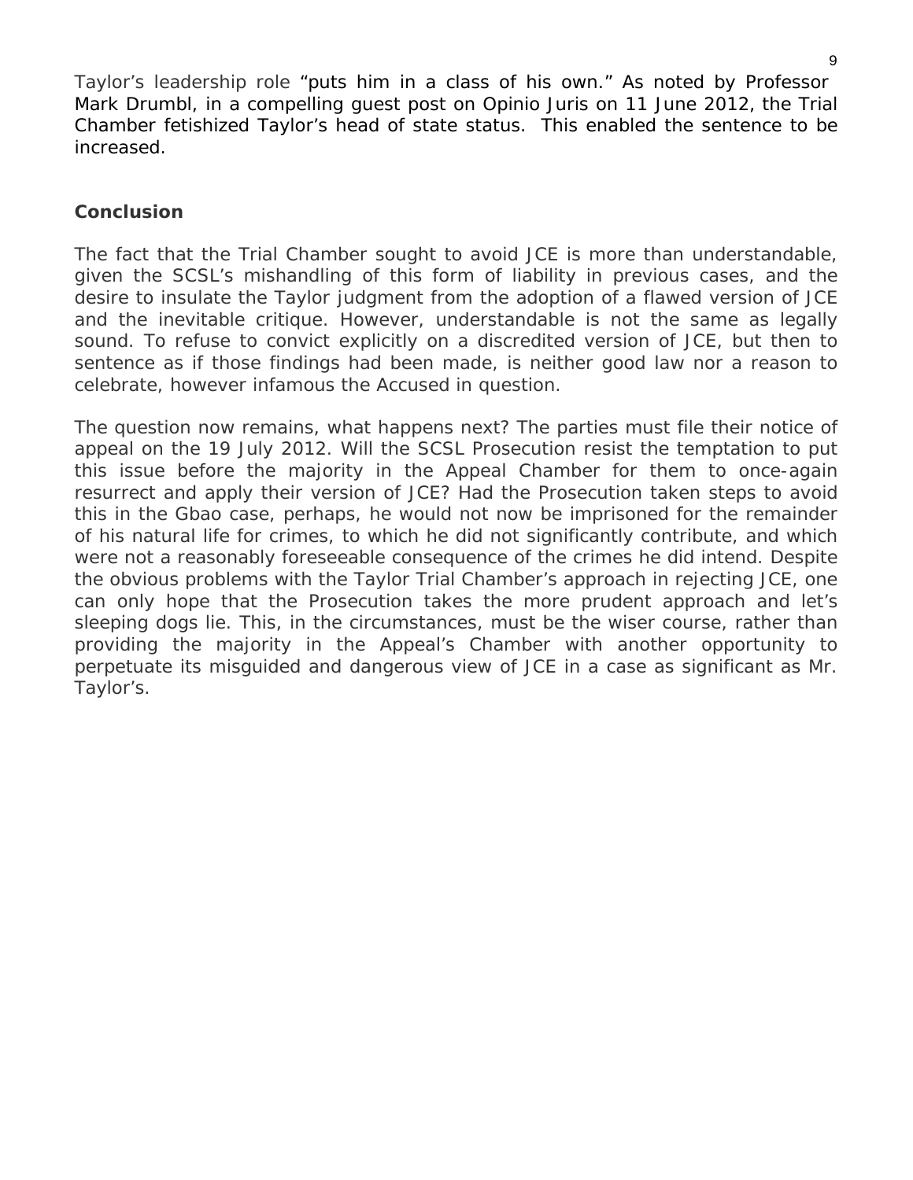Taylor's leadership role "puts him in a class of his own." As noted by Professor Mark Drumbl, in a compelling guest post on Opinio Juris on 11 June 2012, the Trial Chamber fetishized Taylor's head of state status. This enabled the sentence to be increased.

## Conclusion

The fact that the Trial Chamber sought to avoid JCE is more than understandable, given the SCSL's mishandling of this form of liability in previous cases, and the desire to insulate the Taylor judgment from the adoption of a flawed version of JCE and the inevitable critique. However, understandable is not the same as legally sound. To refuse to convict explicitly on a discredited version of JCE, but then to sentence as if those findings had been made, is neither good law nor a reason to celebrate, however infamous the Accused in question.

The question now remains, what happens next? The parties must file their notice of appeal on the 19 July 2012. Will the SCSL Prosecution resist the temptation to put this issue before the majority in the Appeal Chamber for them to once-again resurrect and apply their version of JCE? Had the Prosecution taken steps to avoid this in the Gbao case, perhaps, he would not now be imprisoned for the remainder of his natural life for crimes, to which he did not significantly contribute, and which were not a reasonably foreseeable consequence of the crimes he did intend. Despite the obvious problems with the Taylor Trial Chamber's approach in rejecting JCE, one can only hope that the Prosecution takes the more prudent approach and let's sleeping dogs lie. This, in the circumstances, must be the wiser course, rather than providing the majority in the Appeal's Chamber with another opportunity to perpetuate its misguided and dangerous view of JCE in a case as significant as Mr. Taylor's.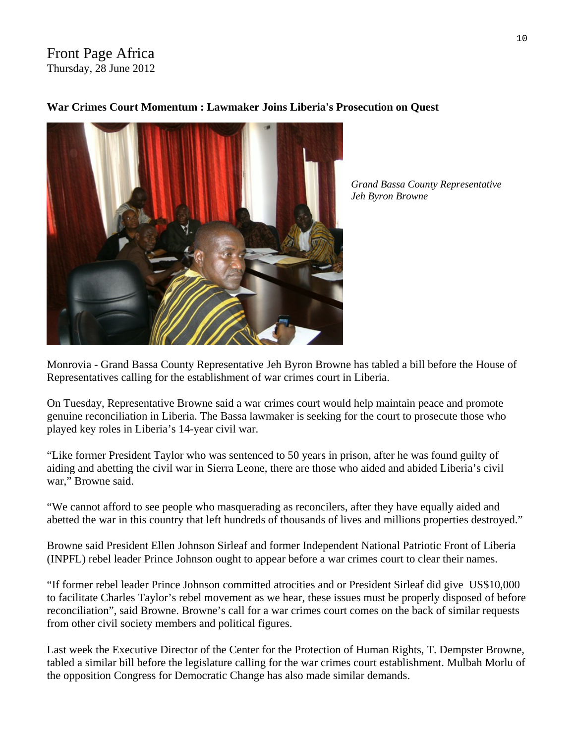Front Page Africa
Thursday, 28 June 2012

**War Crimes Court Momentum : Lawmaker Joins Liberia's Prosecution on Quest**

*Grand Bassa County Representative Jeh Byron Browne*

Monrovia - Grand Bassa County Representative Jeh Byron Browne has tabled a bill before the House of Representatives calling for the establishment of war crimes court in Liberia.

On Tuesday, Representative Browne said a war crimes court would help maintain peace and promote genuine reconciliation in Liberia. The Bassa lawmaker is seeking for the court to prosecute those who played key roles in Liberia's 14-year civil war.

"Like former President Taylor who was sentenced to 50 years in prison, after he was found guilty of aiding and abetting the civil war in Sierra Leone, there are those who aided and abided Liberia's civil war," Browne said.

"We cannot afford to see people who masquerading as reconcilers, after they have equally aided and abetted the war in this country that left hundreds of thousands of lives and millions properties destroyed."

Browne said President Ellen Johnson Sirleaf and former Independent National Patriotic Front of Liberia (INPFL) rebel leader Prince Johnson ought to appear before a war crimes court to clear their names.

"If former rebel leader Prince Johnson committed atrocities and or President Sirleaf did give US$10,000 to facilitate Charles Taylor's rebel movement as we hear, these issues must be properly disposed of before reconciliation", said Browne. Browne's call for a war crimes court comes on the back of similar requests from other civil society members and political figures.

Last week the Executive Director of the Center for the Protection of Human Rights, T. Dempster Browne, tabled a similar bill before the legislature calling for the war crimes court establishment. Mulbah Morlu of the opposition Congress for Democratic Change has also made similar demands.